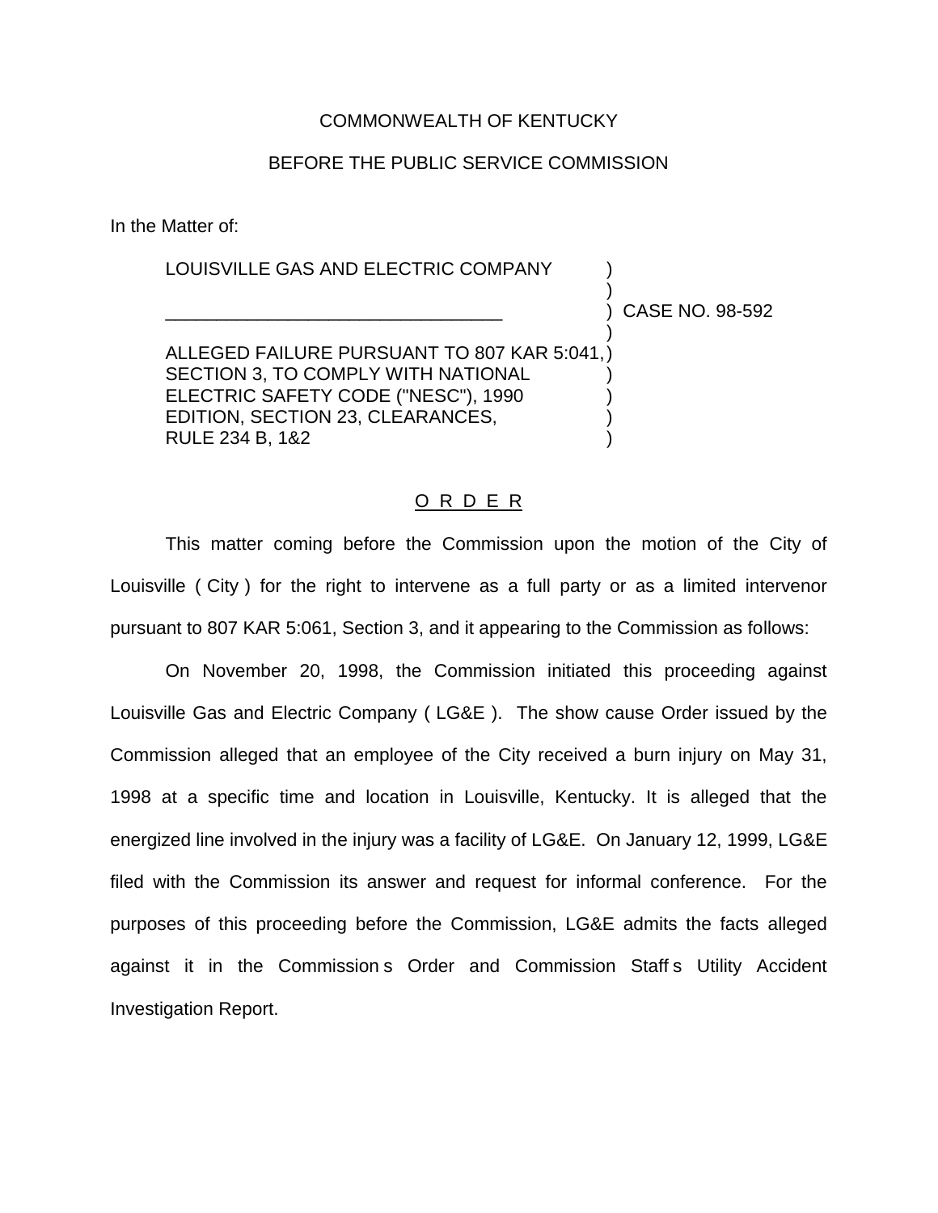COMMONWEALTH OF KENTUCKY

BEFORE THE PUBLIC SERVICE COMMISSION

In the Matter of:

LOUISVILLE GAS AND ELECTRIC COMPANY

\_\_\_\_\_\_\_\_\_\_\_\_\_\_\_\_\_\_\_\_\_\_\_\_\_\_\_\_\_\_\_\_\_\_

ALLEGED FAILURE PURSUANT TO 807 KAR 5:041, SECTION 3, TO COMPLY WITH NATIONAL ELECTRIC SAFETY CODE ("NESC"), 1990 EDITION, SECTION 23, CLEARANCES, RULE 234 B, 1&2

) CASE NO. 98-592

## O R D E R

This matter coming before the Commission upon the motion of the City of Louisville ( City ) for the right to intervene as a full party or as a limited intervenor pursuant to 807 KAR 5:061, Section 3, and it appearing to the Commission as follows:

On November 20, 1998, the Commission initiated this proceeding against Louisville Gas and Electric Company ( LG&E ). The show cause Order issued by the Commission alleged that an employee of the City received a burn injury on May 31, 1998 at a specific time and location in Louisville, Kentucky. It is alleged that the energized line involved in the injury was a facility of LG&E. On January 12, 1999, LG&E filed with the Commission its answer and request for informal conference. For the purposes of this proceeding before the Commission, LG&E admits the facts alleged against it in the Commission s Order and Commission Staff s Utility Accident Investigation Report.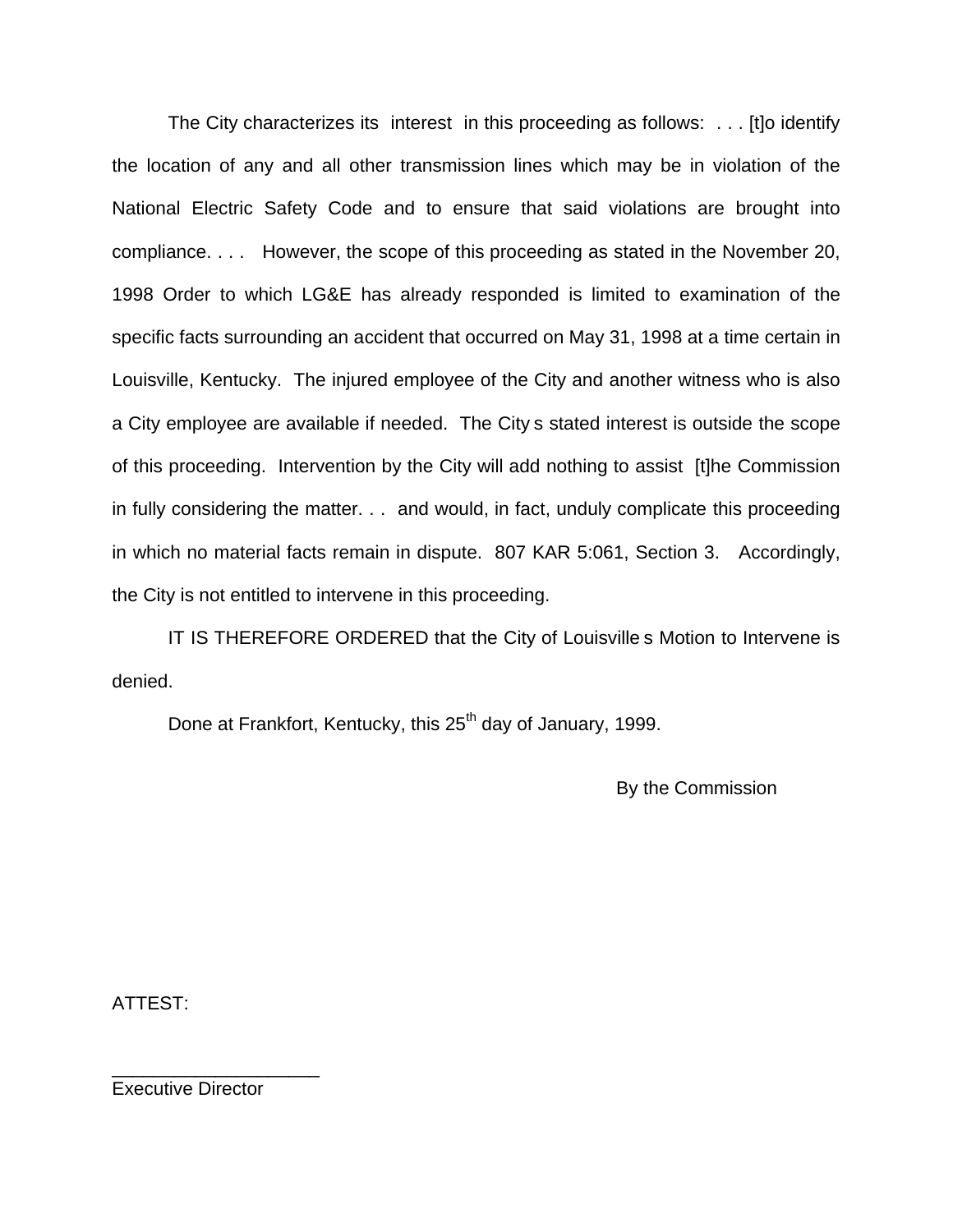The City characterizes its interest in this proceeding as follows: . . . [t]o identify the location of any and all other transmission lines which may be in violation of the National Electric Safety Code and to ensure that said violations are brought into compliance. . . . However, the scope of this proceeding as stated in the November 20, 1998 Order to which LG&E has already responded is limited to examination of the specific facts surrounding an accident that occurred on May 31, 1998 at a time certain in Louisville, Kentucky. The injured employee of the City and another witness who is also a City employee are available if needed. The City s stated interest is outside the scope of this proceeding. Intervention by the City will add nothing to assist [t]he Commission in fully considering the matter. . . and would, in fact, unduly complicate this proceeding in which no material facts remain in dispute. 807 KAR 5:061, Section 3. Accordingly, the City is not entitled to intervene in this proceeding.

IT IS THEREFORE ORDERED that the City of Louisville s Motion to Intervene is denied.

Done at Frankfort, Kentucky, this 25th day of January, 1999.

By the Commission

ATTEST:

____________________
Executive Director